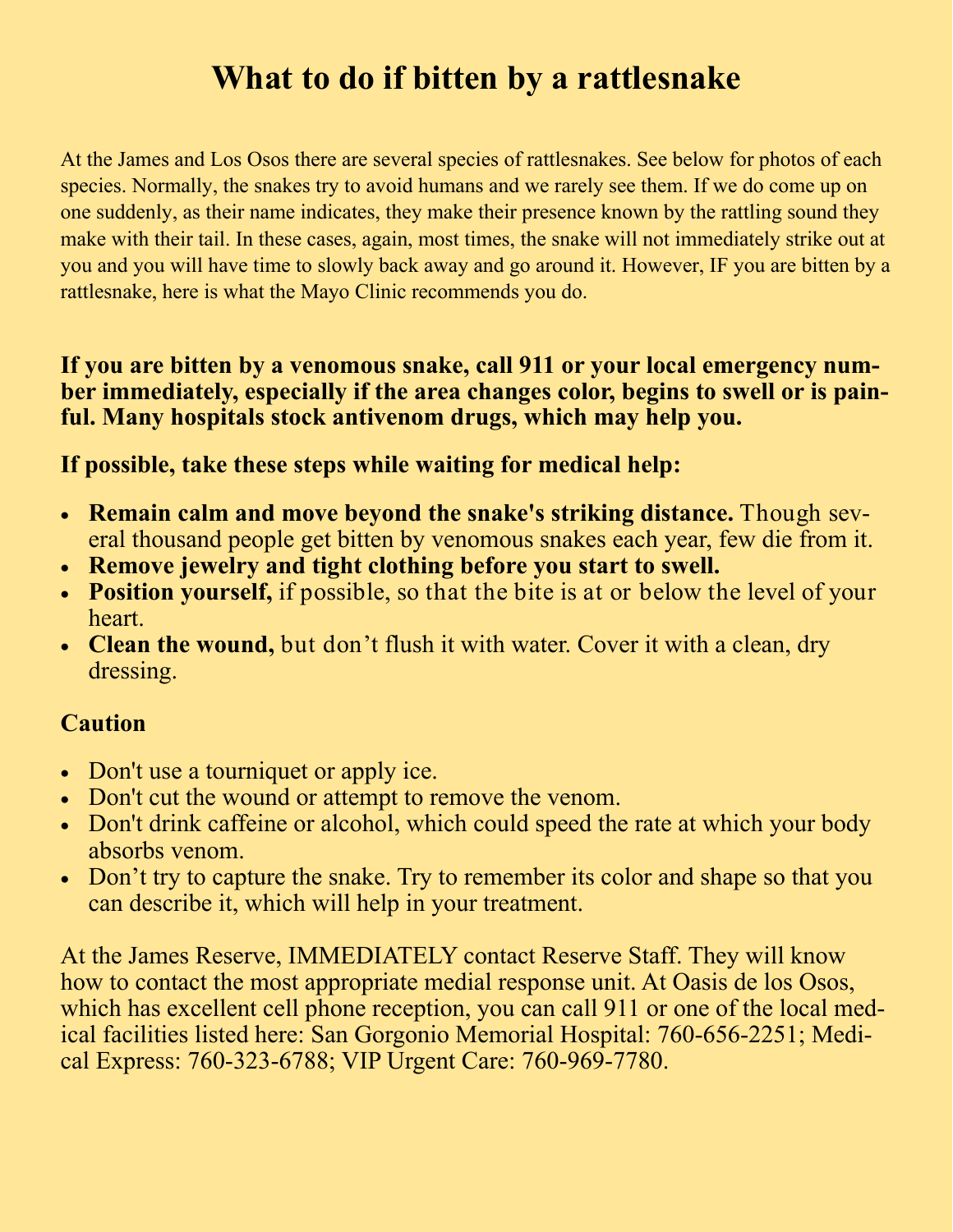# What to do if bitten by a rattlesnake

At the James and Los Osos there are several species of rattlesnakes. See below for photos of each species. Normally, the snakes try to avoid humans and we rarely see them. If we do come up on one suddenly, as their name indicates, they make their presence known by the rattling sound they make with their tail. In these cases, again, most times, the snake will not immediately strike out at you and you will have time to slowly back away and go around it. However, IF you are bitten by a rattlesnake, here is what the Mayo Clinic recommends you do.

**If you are bitten by a venomous snake, call 911 or your local emergency number immediately, especially if the area changes color, begins to swell or is painful. Many hospitals stock antivenom drugs, which may help you.**

### If possible, take these steps while waiting for medical help:

- **Remain calm and move beyond the snake's striking distance.** Though several thousand people get bitten by venomous snakes each year, few die from it.
- **Remove jewelry and tight clothing before you start to swell.**
- **Position yourself,** if possible, so that the bite is at or below the level of your heart.
- **Clean the wound,** but don't flush it with water. Cover it with a clean, dry dressing.

### Caution

- Don't use a tourniquet or apply ice.
- Don't cut the wound or attempt to remove the venom.
- Don't drink caffeine or alcohol, which could speed the rate at which your body absorbs venom.
- Don't try to capture the snake. Try to remember its color and shape so that you can describe it, which will help in your treatment.

At the James Reserve, IMMEDIATELY contact Reserve Staff. They will know how to contact the most appropriate medial response unit. At Oasis de los Osos, which has excellent cell phone reception, you can call 911 or one of the local medical facilities listed here: San Gorgonio Memorial Hospital: 760-656-2251; Medical Express: 760-323-6788; VIP Urgent Care: 760-969-7780.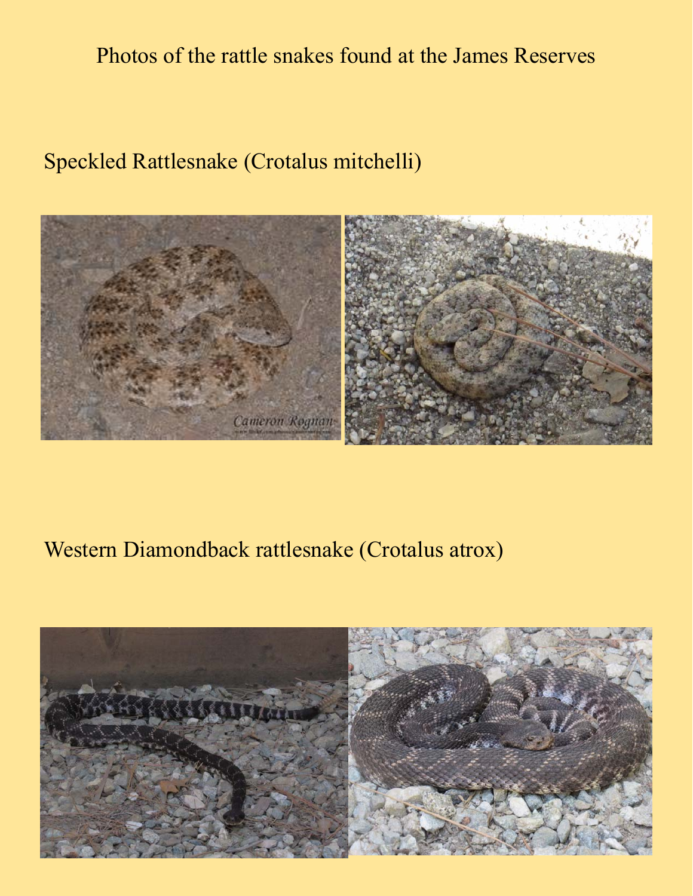Photos of the rattle snakes found at the James Reserves

Speckled Rattlesnake (Crotalus mitchelli)

Western Diamondback rattlesnake (Crotalus atrox)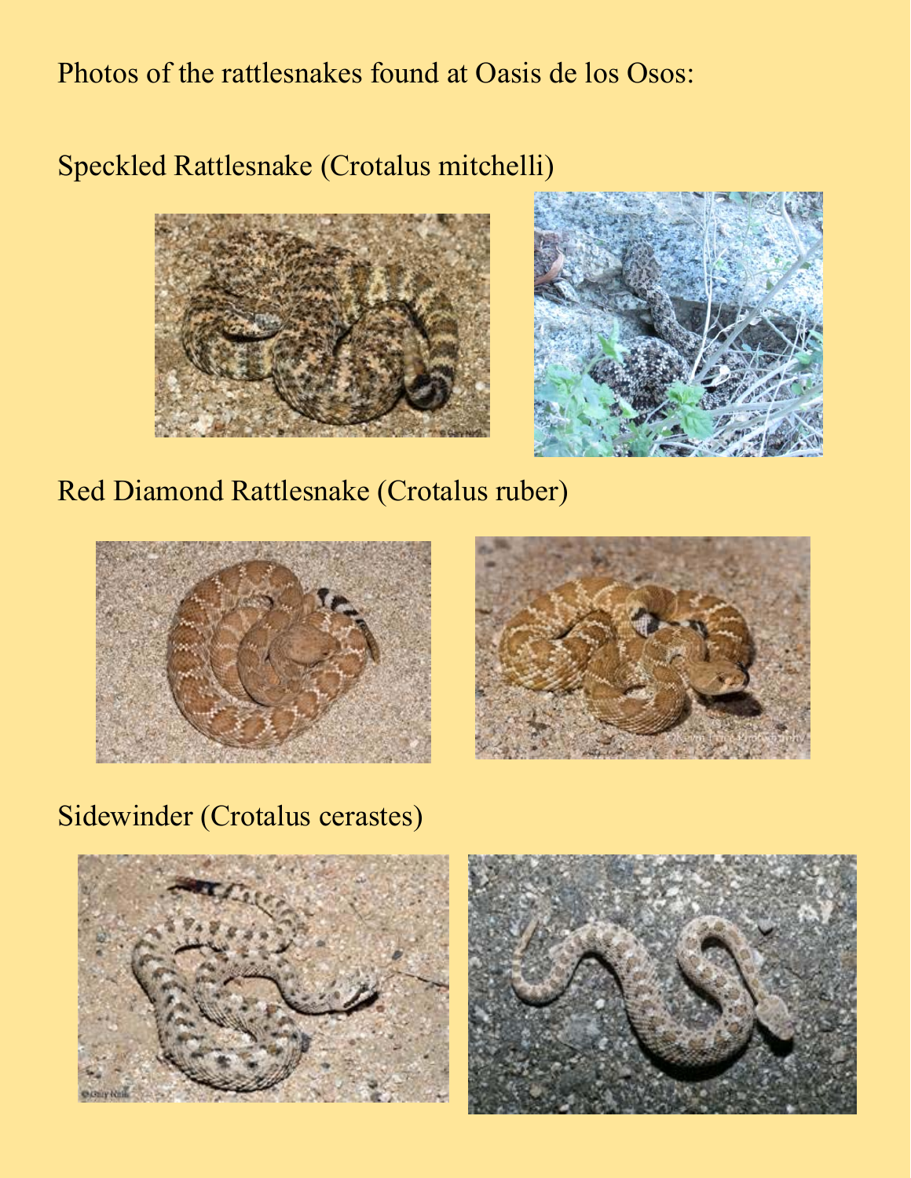Photos of the rattlesnakes found at Oasis de los Osos:

Speckled Rattlesnake (Crotalus mitchelli)

Red Diamond Rattlesnake (Crotalus ruber)

Sidewinder (Crotalus cerastes)